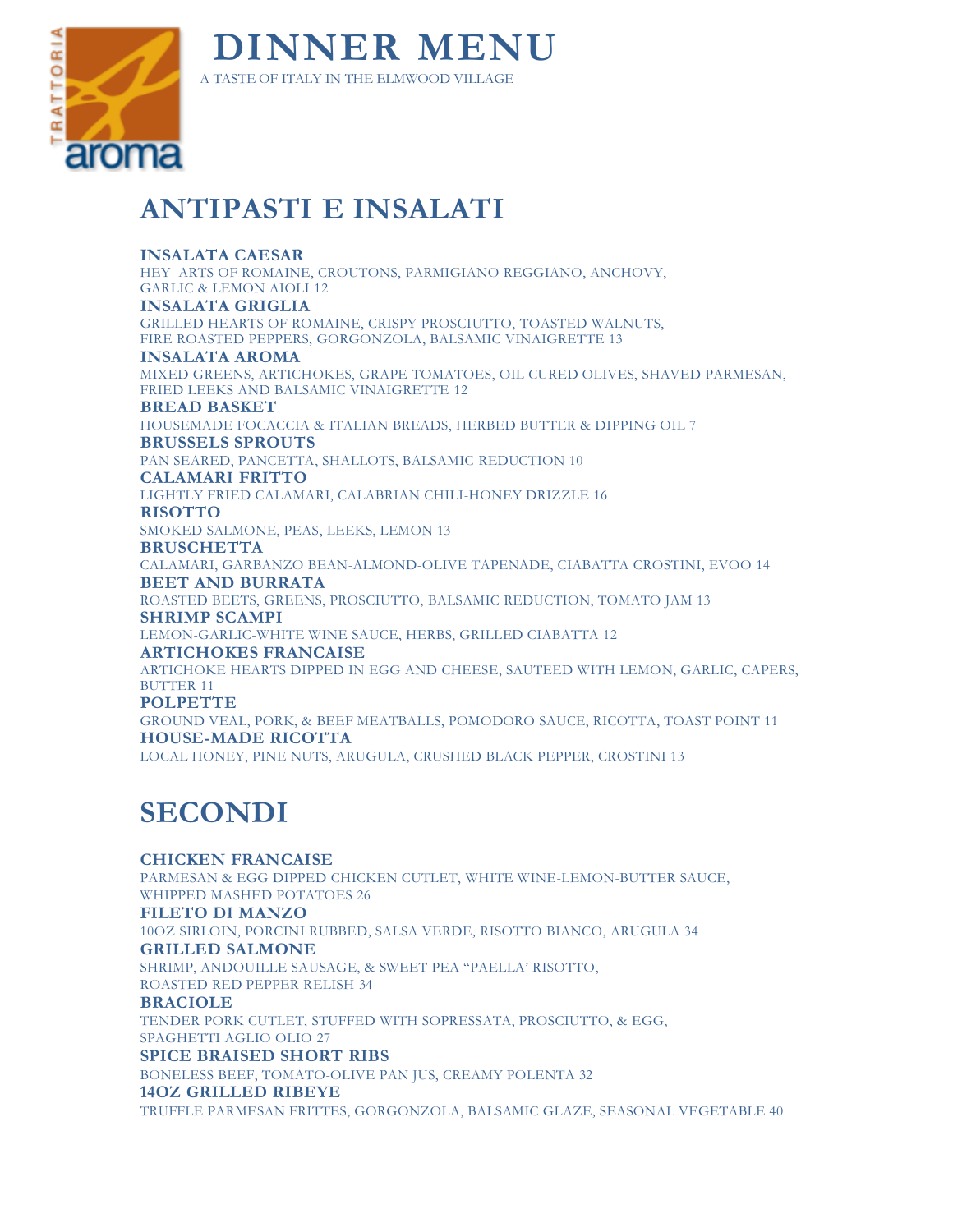# DINNER MENU

A TASTE OF ITALY IN THE ELMWOOD VILLAGE

## ANTIPASTI E INSALATI

### INSALATA CAESAR
HEY ARTS OF ROMAINE, CROUTONS, PARMIGIANO REGGIANO, ANCHOVY, GARLIC & LEMON AIOLI 12

### INSALATA GRIGLIA
GRILLED HEARTS OF ROMAINE, CRISPY PROSCIUTTO, TOASTED WALNUTS, FIRE ROASTED PEPPERS, GORGONZOLA, BALSAMIC VINAIGRETTE 13

### INSALATA AROMA
MIXED GREENS, ARTICHOKES, GRAPE TOMATOES, OIL CURED OLIVES, SHAVED PARMESAN, FRIED LEEKS AND BALSAMIC VINAIGRETTE 12

### BREAD BASKET
HOUSEMADE FOCACCIA & ITALIAN BREADS, HERBED BUTTER & DIPPING OIL 7

### BRUSSELS SPROUTS
PAN SEARED, PANCETTA, SHALLOTS, BALSAMIC REDUCTION 10

### CALAMARI FRITTO
LIGHTLY FRIED CALAMARI, CALABRIAN CHILI-HONEY DRIZZLE 16

### RISOTTO
SMOKED SALMONE, PEAS, LEEKS, LEMON 13

### BRUSCHETTA
CALAMARI, GARBANZO BEAN-ALMOND-OLIVE TAPENADE, CIABATTA CROSTINI, EVOO 14

### BEET AND BURRATA
ROASTED BEETS, GREENS, PROSCIUTTO, BALSAMIC REDUCTION, TOMATO JAM 13

### SHRIMP SCAMPI
LEMON-GARLIC-WHITE WINE SAUCE, HERBS, GRILLED CIABATTA 12

### ARTICHOKES FRANCAISE
ARTICHOKE HEARTS DIPPED IN EGG AND CHEESE, SAUTEED WITH LEMON, GARLIC, CAPERS, BUTTER 11

### POLPETTE
GROUND VEAL, PORK, & BEEF MEATBALLS, POMODORO SAUCE, RICOTTA, TOAST POINT 11

### HOUSE-MADE RICOTTA
LOCAL HONEY, PINE NUTS, ARUGULA, CRUSHED BLACK PEPPER, CROSTINI 13

## SECONDI

### CHICKEN FRANCAISE
PARMESAN & EGG DIPPED CHICKEN CUTLET, WHITE WINE-LEMON-BUTTER SAUCE, WHIPPED MASHED POTATOES 26

### FILETO DI MANZO
10OZ SIRLOIN, PORCINI RUBBED, SALSA VERDE, RISOTTO BIANCO, ARUGULA 34

### GRILLED SALMONE
SHRIMP, ANDOUILLE SAUSAGE, & SWEET PEA "PAELLA' RISOTTO, ROASTED RED PEPPER RELISH 34

### BRACIOLE
TENDER PORK CUTLET, STUFFED WITH SOPRESSATA, PROSCIUTTO, & EGG, SPAGHETTI AGLIO OLIO 27

### SPICE BRAISED SHORT RIBS
BONELESS BEEF, TOMATO-OLIVE PAN JUS, CREAMY POLENTA 32

### 14OZ GRILLED RIBEYE
TRUFFLE PARMESAN FRITTES, GORGONZOLA, BALSAMIC GLAZE, SEASONAL VEGETABLE 40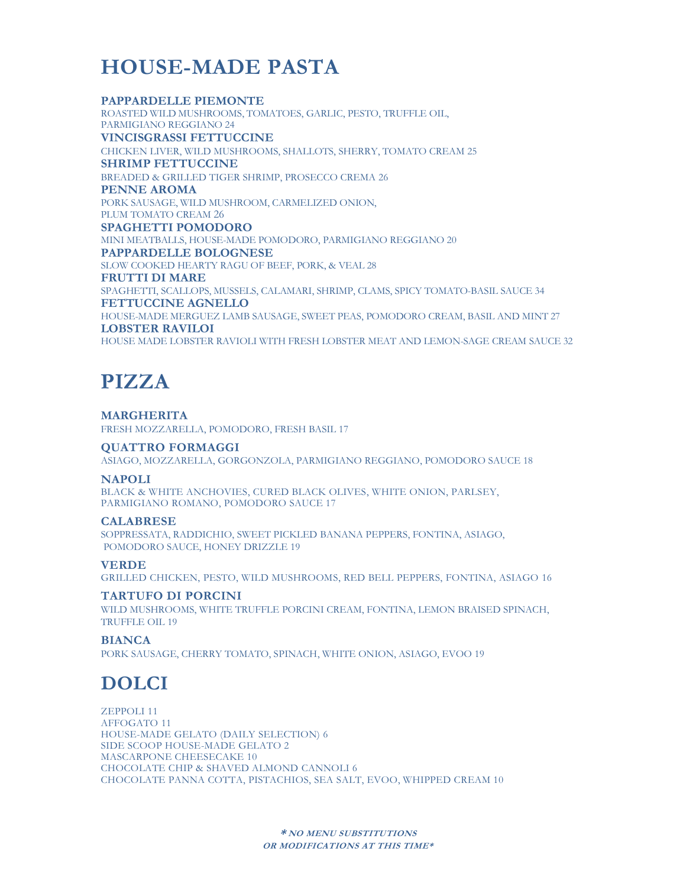# HOUSE-MADE PASTA

**PAPPARDELLE PIEMONTE**
ROASTED WILD MUSHROOMS, TOMATOES, GARLIC, PESTO, TRUFFLE OIL, PARMIGIANO REGGIANO 24

**VINCISGRASSI FETTUCCINE**
CHICKEN LIVER, WILD MUSHROOMS, SHALLOTS, SHERRY, TOMATO CREAM 25

**SHRIMP FETTUCCINE**
BREADED & GRILLED TIGER SHRIMP, PROSECCO CREMA 26

**PENNE AROMA**
PORK SAUSAGE, WILD MUSHROOM, CARMELIZED ONION, PLUM TOMATO CREAM 26

**SPAGHETTI POMODORO**
MINI MEATBALLS, HOUSE-MADE POMODORO, PARMIGIANO REGGIANO 20

**PAPPARDELLE BOLOGNESE**
SLOW COOKED HEARTY RAGU OF BEEF, PORK, & VEAL 28

**FRUTTI DI MARE**
SPAGHETTI, SCALLOPS, MUSSELS, CALAMARI, SHRIMP, CLAMS, SPICY TOMATO-BASIL SAUCE 34

**FETTUCCINE AGNELLO**
HOUSE-MADE MERGUEZ LAMB SAUSAGE, SWEET PEAS, POMODORO CREAM, BASIL AND MINT 27

**LOBSTER RAVILOI**
HOUSE MADE LOBSTER RAVIOLI WITH FRESH LOBSTER MEAT AND LEMON-SAGE CREAM SAUCE 32

# PIZZA

**MARGHERITA**
FRESH MOZZARELLA, POMODORO, FRESH BASIL 17

**QUATTRO FORMAGGI**
ASIAGO, MOZZARELLA, GORGONZOLA, PARMIGIANO REGGIANO, POMODORO SAUCE 18

**NAPOLI**
BLACK & WHITE ANCHOVIES, CURED BLACK OLIVES, WHITE ONION, PARLSEY, PARMIGIANO ROMANO, POMODORO SAUCE 17

**CALABRESE**
SOPPRESSATA, RADDICHIO, SWEET PICKLED BANANA PEPPERS, FONTINA, ASIAGO, POMODORO SAUCE, HONEY DRIZZLE 19

**VERDE**
GRILLED CHICKEN, PESTO, WILD MUSHROOMS, RED BELL PEPPERS, FONTINA, ASIAGO 16

**TARTUFO DI PORCINI**
WILD MUSHROOMS, WHITE TRUFFLE PORCINI CREAM, FONTINA, LEMON BRAISED SPINACH, TRUFFLE OIL 19

**BIANCA**
PORK SAUSAGE, CHERRY TOMATO, SPINACH, WHITE ONION, ASIAGO, EVOO 19

# DOLCI

ZEPPOLI 11
AFFOGATO 11
HOUSE-MADE GELATO (DAILY SELECTION) 6
SIDE SCOOP HOUSE-MADE GELATO 2
MASCARPONE CHEESECAKE 10
CHOCOLATE CHIP & SHAVED ALMOND CANNOLI 6
CHOCOLATE PANNA COTTA, PISTACHIOS, SEA SALT, EVOO, WHIPPED CREAM 10

***\* NO MENU SUBSTITUTIONS OR MODIFICATIONS AT THIS TIME\****